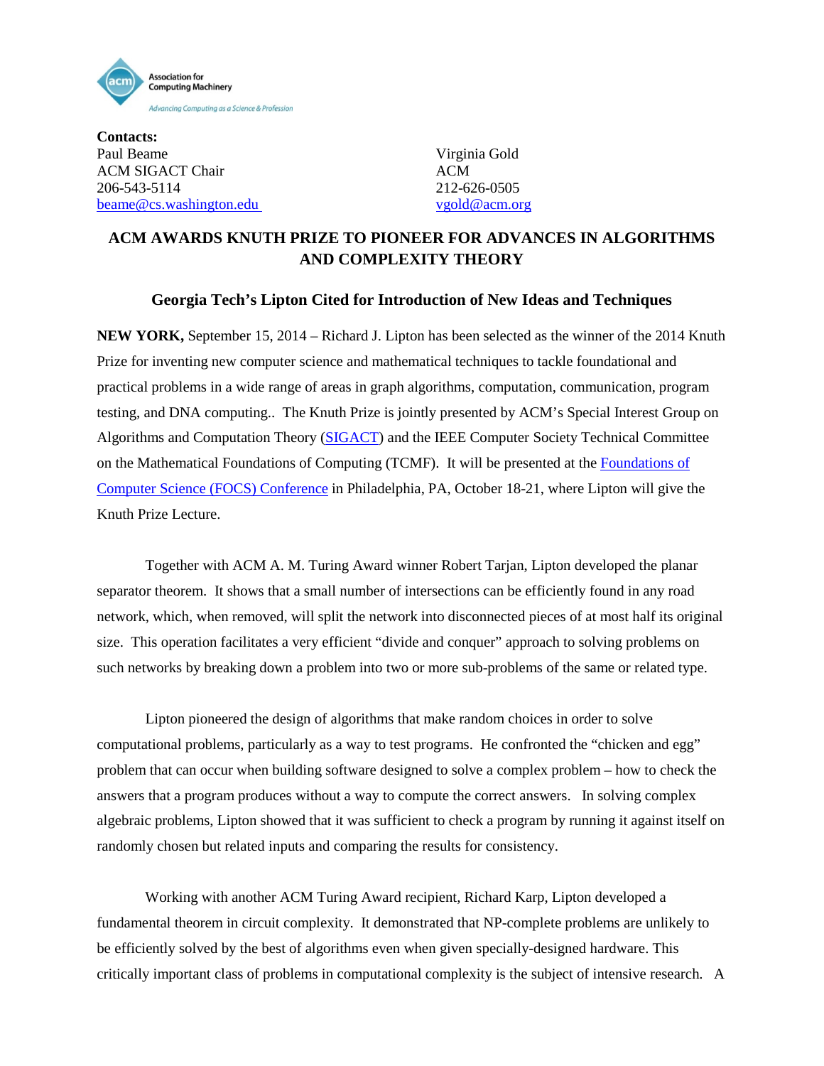Association for Computing Machinery

*Advancing Computing as a Science & Profession*

**Contacts:**

Paul Beame
ACM SIGACT Chair
206-543-5114
beame@cs.washington.edu

Virginia Gold
ACM
212-626-0505
vgold@acm.org

## ACM AWARDS KNUTH PRIZE TO PIONEER FOR ADVANCES IN ALGORITHMS AND COMPLEXITY THEORY

### Georgia Tech's Lipton Cited for Introduction of New Ideas and Techniques

**NEW YORK,** September 15, 2014 – Richard J. Lipton has been selected as the winner of the 2014 Knuth Prize for inventing new computer science and mathematical techniques to tackle foundational and practical problems in a wide range of areas in graph algorithms, computation, communication, program testing, and DNA computing.. The Knuth Prize is jointly presented by ACM's Special Interest Group on Algorithms and Computation Theory (SIGACT) and the IEEE Computer Society Technical Committee on the Mathematical Foundations of Computing (TCMF). It will be presented at the Foundations of Computer Science (FOCS) Conference in Philadelphia, PA, October 18-21, where Lipton will give the Knuth Prize Lecture.

Together with ACM A. M. Turing Award winner Robert Tarjan, Lipton developed the planar separator theorem. It shows that a small number of intersections can be efficiently found in any road network, which, when removed, will split the network into disconnected pieces of at most half its original size. This operation facilitates a very efficient "divide and conquer" approach to solving problems on such networks by breaking down a problem into two or more sub-problems of the same or related type.

Lipton pioneered the design of algorithms that make random choices in order to solve computational problems, particularly as a way to test programs. He confronted the "chicken and egg" problem that can occur when building software designed to solve a complex problem – how to check the answers that a program produces without a way to compute the correct answers. In solving complex algebraic problems, Lipton showed that it was sufficient to check a program by running it against itself on randomly chosen but related inputs and comparing the results for consistency.

Working with another ACM Turing Award recipient, Richard Karp, Lipton developed a fundamental theorem in circuit complexity. It demonstrated that NP-complete problems are unlikely to be efficiently solved by the best of algorithms even when given specially-designed hardware. This critically important class of problems in computational complexity is the subject of intensive research. A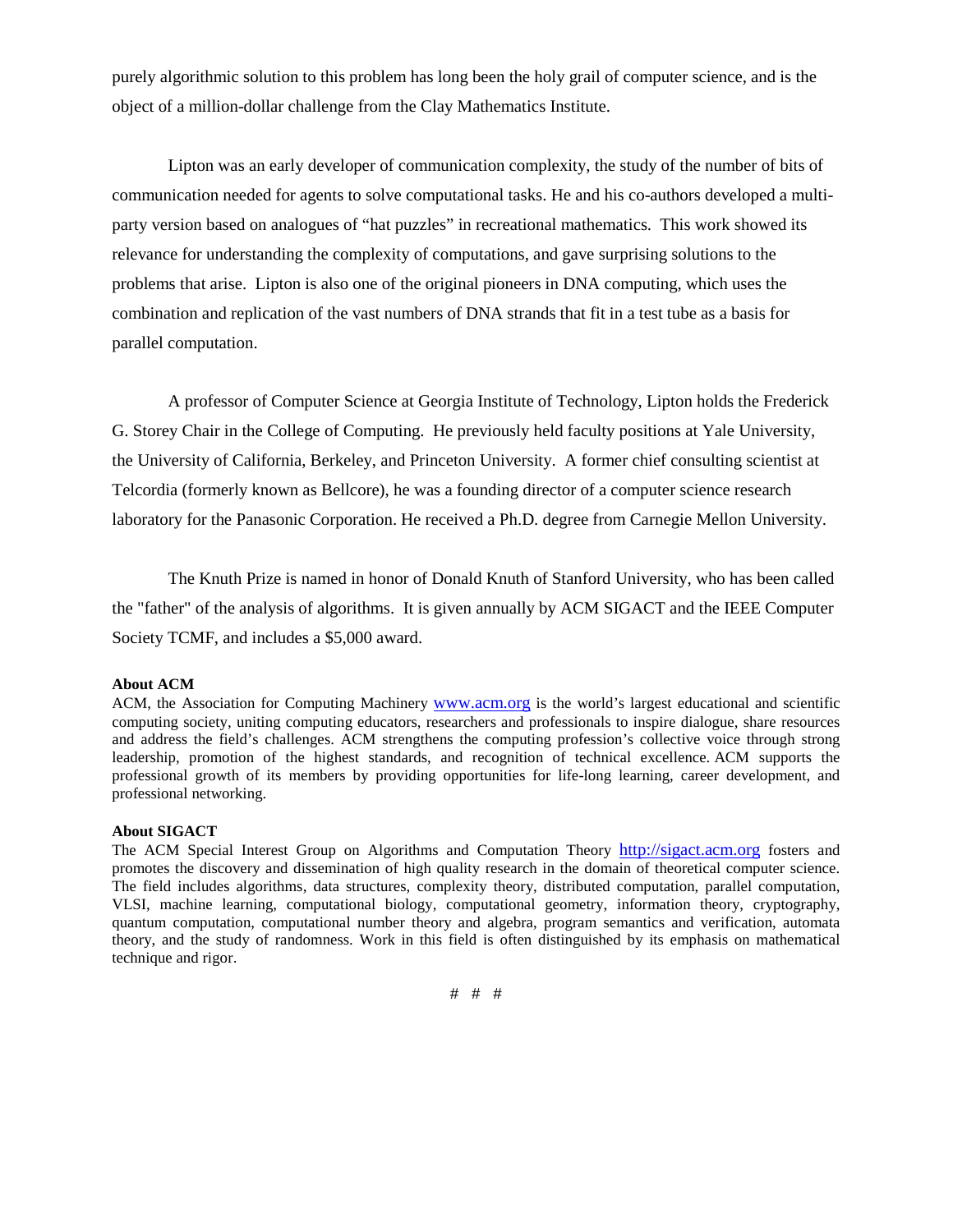purely algorithmic solution to this problem has long been the holy grail of computer science, and is the object of a million-dollar challenge from the Clay Mathematics Institute.

Lipton was an early developer of communication complexity, the study of the number of bits of communication needed for agents to solve computational tasks. He and his co-authors developed a multi-party version based on analogues of "hat puzzles" in recreational mathematics. This work showed its relevance for understanding the complexity of computations, and gave surprising solutions to the problems that arise. Lipton is also one of the original pioneers in DNA computing, which uses the combination and replication of the vast numbers of DNA strands that fit in a test tube as a basis for parallel computation.

A professor of Computer Science at Georgia Institute of Technology, Lipton holds the Frederick G. Storey Chair in the College of Computing. He previously held faculty positions at Yale University, the University of California, Berkeley, and Princeton University. A former chief consulting scientist at Telcordia (formerly known as Bellcore), he was a founding director of a computer science research laboratory for the Panasonic Corporation. He received a Ph.D. degree from Carnegie Mellon University.

The Knuth Prize is named in honor of Donald Knuth of Stanford University, who has been called the "father" of the analysis of algorithms. It is given annually by ACM SIGACT and the IEEE Computer Society TCMF, and includes a $5,000 award.

**About ACM**

ACM, the Association for Computing Machinery www.acm.org is the world's largest educational and scientific computing society, uniting computing educators, researchers and professionals to inspire dialogue, share resources and address the field's challenges. ACM strengthens the computing profession's collective voice through strong leadership, promotion of the highest standards, and recognition of technical excellence. ACM supports the professional growth of its members by providing opportunities for life-long learning, career development, and professional networking.

**About SIGACT**

The ACM Special Interest Group on Algorithms and Computation Theory http://sigact.acm.org fosters and promotes the discovery and dissemination of high quality research in the domain of theoretical computer science. The field includes algorithms, data structures, complexity theory, distributed computation, parallel computation, VLSI, machine learning, computational biology, computational geometry, information theory, cryptography, quantum computation, computational number theory and algebra, program semantics and verification, automata theory, and the study of randomness. Work in this field is often distinguished by its emphasis on mathematical technique and rigor.

# # #